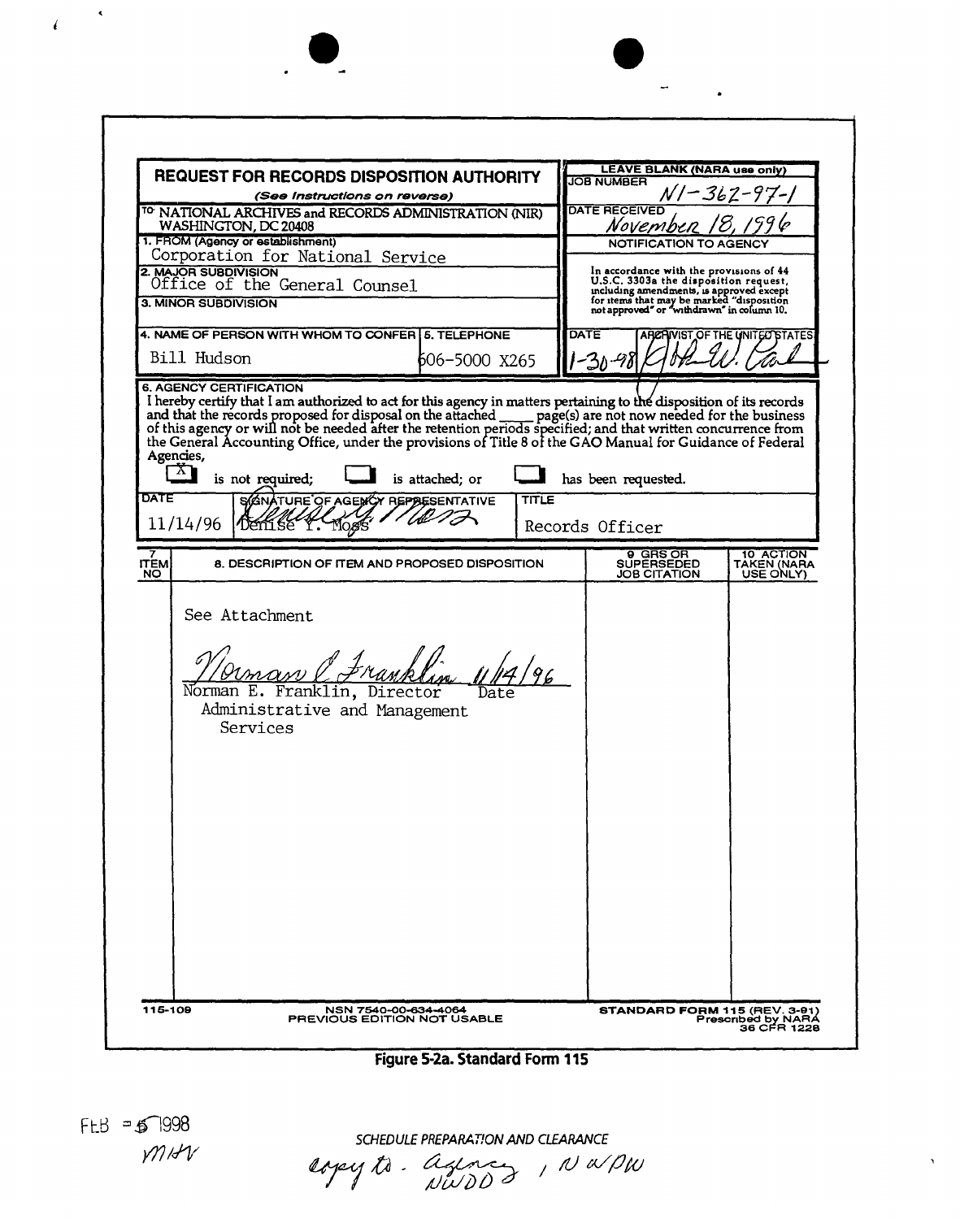## REQUEST FOR RECORDS DISPOSITION AUTHORITY

*(See Instructions on reverse)*

**LEAVE BLANK (NARA use only)**

JOB NUMBER: N1-362-97-1

DATE RECEIVED: November 18, 1996

NOTIFICATION TO AGENCY

In accordance with the provisions of 44 U.S.C. 3303a the disposition request, including amendments, is approved except for items that may be marked "disposition not approved" or "withdrawn" in column 10.

DATE: 1-30-98 — ARCHIVIST OF THE UNITED STATES: [signature]

TO: NATIONAL ARCHIVES and RECORDS ADMINISTRATION (NIR) WASHINGTON, DC 20408

1. FROM (Agency or establishment): Corporation for National Service

2. MAJOR SUBDIVISION: Office of the General Counsel

3. MINOR SUBDIVISION:

4. NAME OF PERSON WITH WHOM TO CONFER: Bill Hudson

5. TELEPHONE: 606-5000 X265

6. AGENCY CERTIFICATION

I hereby certify that I am authorized to act for this agency in matters pertaining to the disposition of its records and that the records proposed for disposal on the attached ____ page(s) are not now needed for the business of this agency or will not be needed after the retention periods specified; and that written concurrence from the General Accounting Office, under the provisions of Title 8 of the GAO Manual for Guidance of Federal Agencies,

[X] is not required; [ ] is attached; or [ ] has been requested.

| DATE | SIGNATURE OF AGENCY REPRESENTATIVE | TITLE |
|---|---|---|
| 11/14/96 | Denise Y. Moss | Records Officer |

| 7. ITEM NO | 8. DESCRIPTION OF ITEM AND PROPOSED DISPOSITION | 9. GRS OR SUPERSEDED JOB CITATION | 10. ACTION TAKEN (NARA USE ONLY) |
|---|---|---|---|
| | See Attachment<br><br>Norman E. Franklin 11/14/96<br>Norman E. Franklin, Director Date<br>Administrative and Management Services | | |

115-109 NSN 7540-00-634-4064 PREVIOUS EDITION NOT USABLE

STANDARD FORM 115 (REV. 3-91) Prescribed by NARA 36 CFR 1228

**Figure 5-2a. Standard Form 115**

FEB - 5 1998
MHV

SCHEDULE PREPARATION AND CLEARANCE

copy to - agency, NWDD, NWPW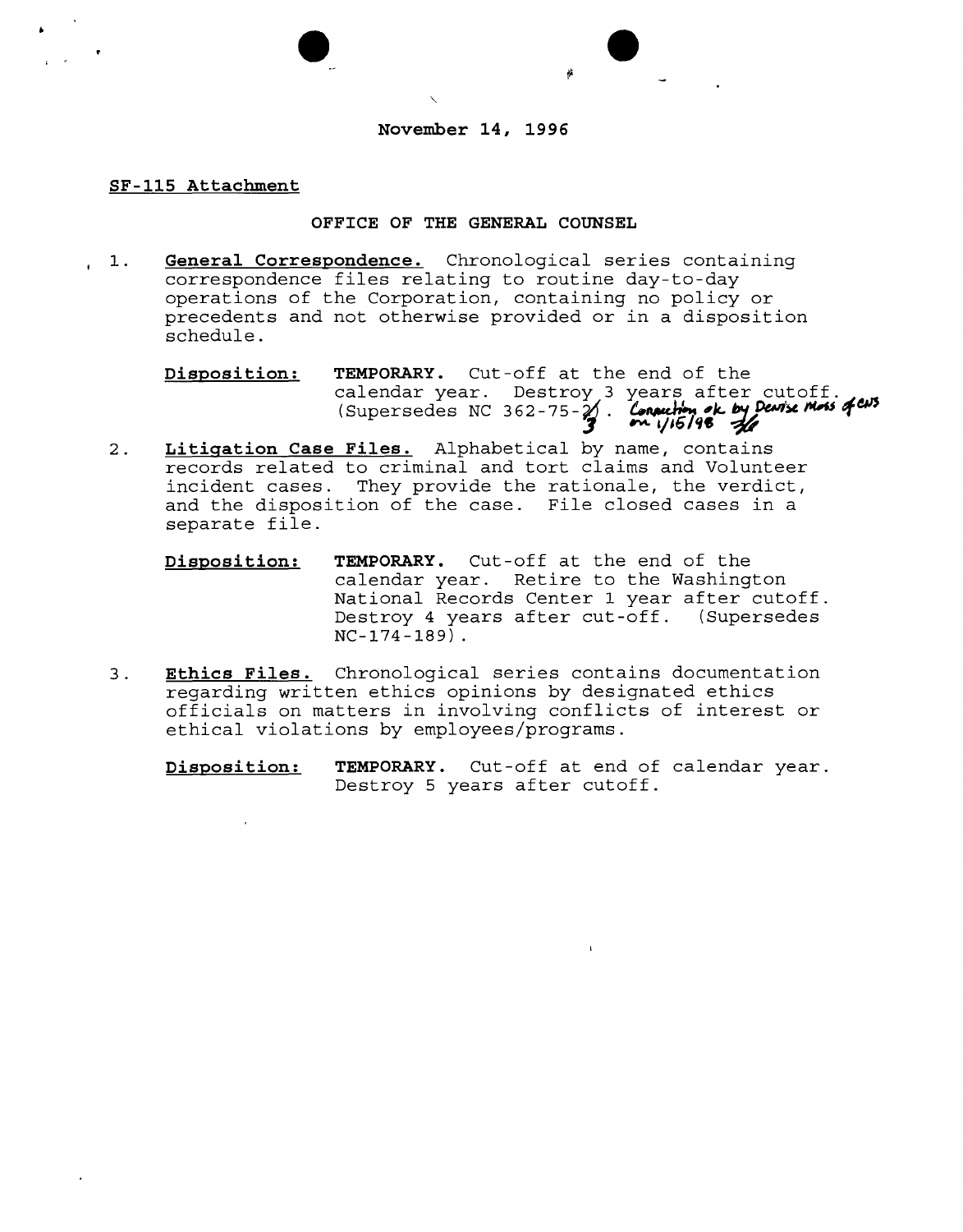November 14, 1996

**SF-115 Attachment**

**OFFICE OF THE GENERAL COUNSEL**

1. **General Correspondence.** Chronological series containing correspondence files relating to routine day-to-day operations of the Corporation, containing no policy or precedents and not otherwise provided or in a disposition schedule.

   **Disposition:** **TEMPORARY.** Cut-off at the end of the calendar year. Destroy 3 years after cutoff. (Supersedes NC 362-75-2 3. Correction ok by Denise Moss of CWS on 1/15/98

2. **Litigation Case Files.** Alphabetical by name, contains records related to criminal and tort claims and Volunteer incident cases. They provide the rationale, the verdict, and the disposition of the case. File closed cases in a separate file.

   **Disposition:** **TEMPORARY.** Cut-off at the end of the calendar year. Retire to the Washington National Records Center 1 year after cutoff. Destroy 4 years after cut-off. (Supersedes NC-174-189).

3. **Ethics Files.** Chronological series contains documentation regarding written ethics opinions by designated ethics officials on matters in involving conflicts of interest or ethical violations by employees/programs.

   **Disposition:** **TEMPORARY.** Cut-off at end of calendar year. Destroy 5 years after cutoff.